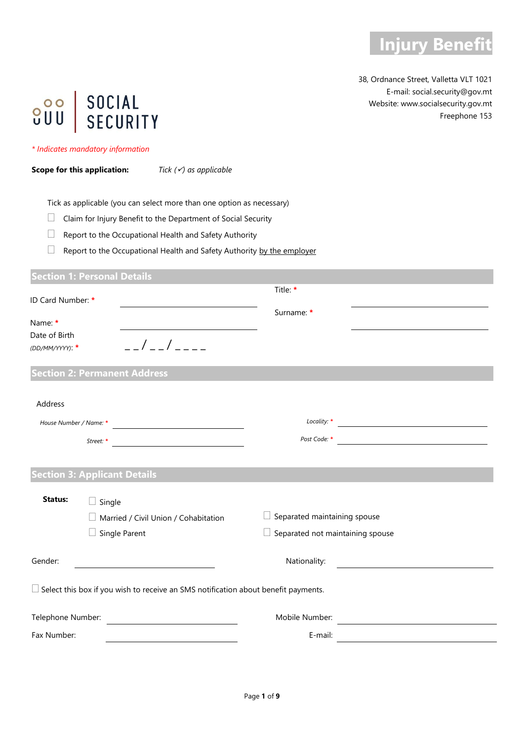# Injury Benefit

38, Ordnance Street, Valletta VLT 1021
E-mail: social.security@gov.mt
Website: www.socialsecurity.gov.mt
Freephone 153

SOCIAL SECURITY

*\* Indicates mandatory information*

**Scope for this application:** *Tick (✓) as applicable*

Tick as applicable (you can select more than one option as necessary)

☐ Claim for Injury Benefit to the Department of Social Security

☐ Report to the Occupational Health and Safety Authority

☐ Report to the Occupational Health and Safety Authority by the employer

## Section 1: Personal Details

ID Card Number: * ______________________ Title: * ______________________

Name: * ______________________ Surname: * ______________________

Date of Birth *(DD/MM/YYYY)*: * _ _ / _ _ / _ _ _ _

## Section 2: Permanent Address

Address

*House Number / Name:* * ______________________ *Locality:* * ______________________

*Street:* * ______________________ *Post Code:* * ______________________

## Section 3: Applicant Details

**Status:**

☐ Single

☐ Married / Civil Union / Cohabitation

☐ Single Parent

☐ Separated maintaining spouse

☐ Separated not maintaining spouse

Gender: ______________________ Nationality: ______________________

☐ Select this box if you wish to receive an SMS notification about benefit payments.

Telephone Number: ______________________ Mobile Number: ______________________

Fax Number: ______________________ E-mail: ______________________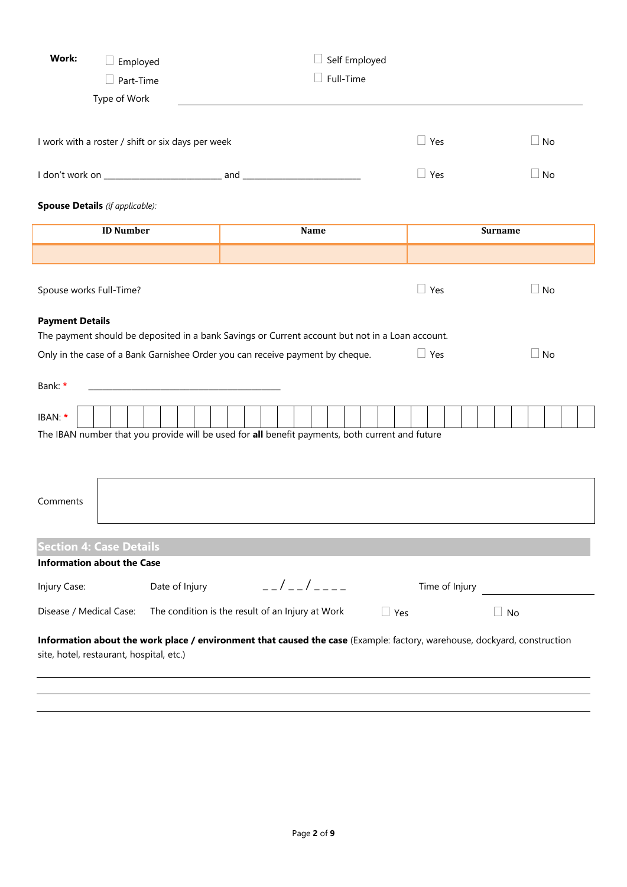**Work:** ☐ Employed ☐ Self Employed

☐ Part-Time ☐ Full-Time

Type of Work ______________________________________________

I work with a roster / shift or six days per week ☐ Yes ☐ No

I don't work on ________________________ and _________________________ ☐ Yes ☐ No

**Spouse Details** *(if applicable):*

| ID Number | Name | Surname |
|---|---|---|
| | | |

Spouse works Full-Time? ☐ Yes ☐ No

**Payment Details**

The payment should be deposited in a bank Savings or Current account but not in a Loan account.

Only in the case of a Bank Garnishee Order you can receive payment by cheque. ☐ Yes ☐ No

Bank: * ____________________________________________

IBAN: * | | | | | | | | | | | | | | | | | | | | | | | | | | | | | | | | |

The IBAN number that you provide will be used for **all** benefit payments, both current and future

Comments

## Section 4: Case Details

**Information about the Case**

Injury Case: Date of Injury _ _ / _ _ / _ _ _ _ Time of Injury ____________

Disease / Medical Case: The condition is the result of an Injury at Work ☐ Yes ☐ No

**Information about the work place / environment that caused the case** (Example: factory, warehouse, dockyard, construction site, hotel, restaurant, hospital, etc.)

_______________________________________________________________

_______________________________________________________________

_______________________________________________________________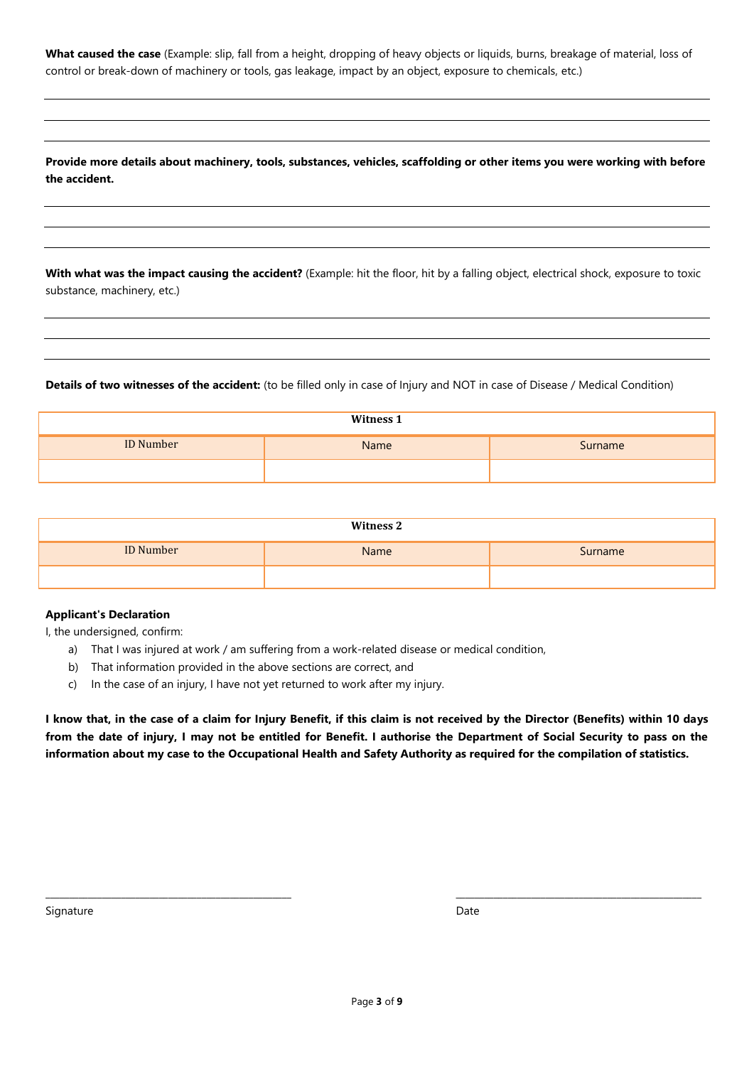**What caused the case** (Example: slip, fall from a height, dropping of heavy objects or liquids, burns, breakage of material, loss of control or break-down of machinery or tools, gas leakage, impact by an object, exposure to chemicals, etc.)

______________________________________________________________________

______________________________________________________________________

______________________________________________________________________

**Provide more details about machinery, tools, substances, vehicles, scaffolding or other items you were working with before the accident.**

______________________________________________________________________

______________________________________________________________________

______________________________________________________________________

**With what was the impact causing the accident?** (Example: hit the floor, hit by a falling object, electrical shock, exposure to toxic substance, machinery, etc.)

______________________________________________________________________

______________________________________________________________________

______________________________________________________________________

**Details of two witnesses of the accident:** (to be filled only in case of Injury and NOT in case of Disease / Medical Condition)

| Witness 1 | | |
|---|---|---|
| ID Number | Name | Surname |
| | | |

| Witness 2 | | |
|---|---|---|
| ID Number | Name | Surname |
| | | |

**Applicant's Declaration**

I, the undersigned, confirm:

a) That I was injured at work / am suffering from a work-related disease or medical condition,
b) That information provided in the above sections are correct, and
c) In the case of an injury, I have not yet returned to work after my injury.

**I know that, in the case of a claim for Injury Benefit, if this claim is not received by the Director (Benefits) within 10 days from the date of injury, I may not be entitled for Benefit. I authorise the Department of Social Security to pass on the information about my case to the Occupational Health and Safety Authority as required for the compilation of statistics.**

______________________________ ______________________________

Signature Date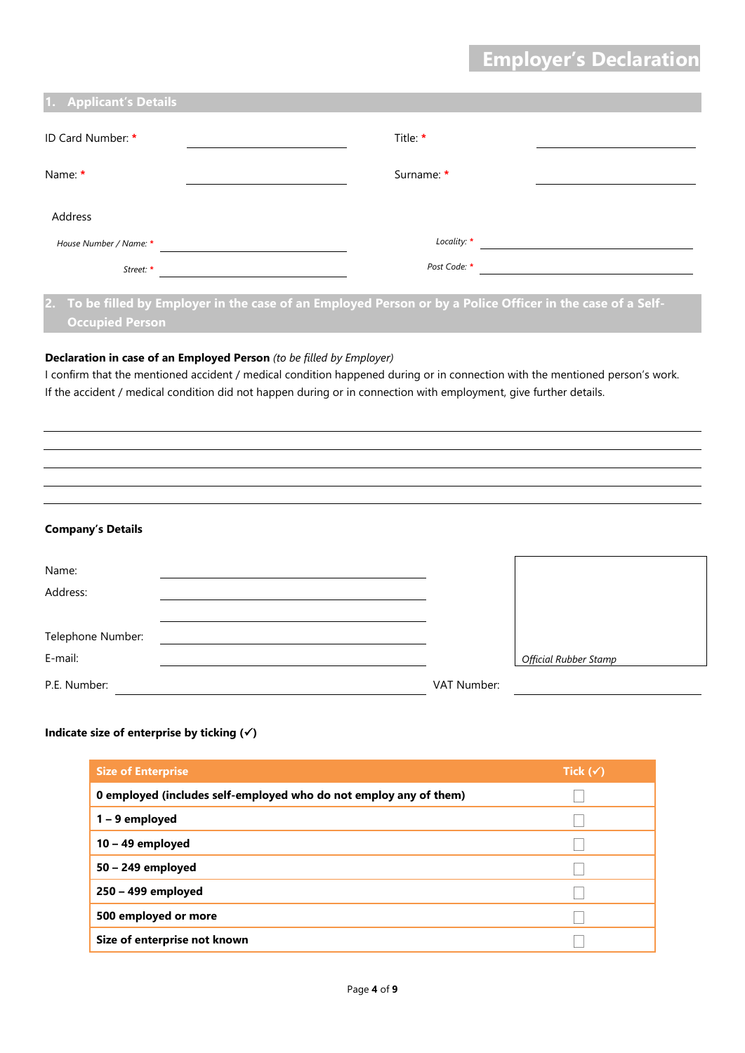# Employer's Declaration

## 1. Applicant's Details

ID Card Number: * ______________________ Title: * ______________________

Name: * ______________________ Surname: * ______________________

Address

*House Number / Name:* * ______________________ *Locality:* * ______________________

*Street:* * ______________________ *Post Code:* * ______________________

## 2. To be filled by Employer in the case of an Employed Person or by a Police Officer in the case of a Self-Occupied Person

**Declaration in case of an Employed Person** *(to be filled by Employer)*

I confirm that the mentioned accident / medical condition happened during or in connection with the mentioned person's work. If the accident / medical condition did not happen during or in connection with employment, give further details.

______________________________________________________________________

______________________________________________________________________

______________________________________________________________________

______________________________________________________________________

______________________________________________________________________

**Company's Details**

Name: ______________________

Address: ______________________

______________________

Telephone Number: ______________________

E-mail: ______________________

*Official Rubber Stamp*

P.E. Number: ______________________ VAT Number: ______________________

**Indicate size of enterprise by ticking (✓)**

| Size of Enterprise | Tick (✓) |
|---|---|
| **0 employed (includes self-employed who do not employ any of them)** | ☐ |
| **1 – 9 employed** | ☐ |
| **10 – 49 employed** | ☐ |
| **50 – 249 employed** | ☐ |
| **250 – 499 employed** | ☐ |
| **500 employed or more** | ☐ |
| **Size of enterprise not known** | ☐ |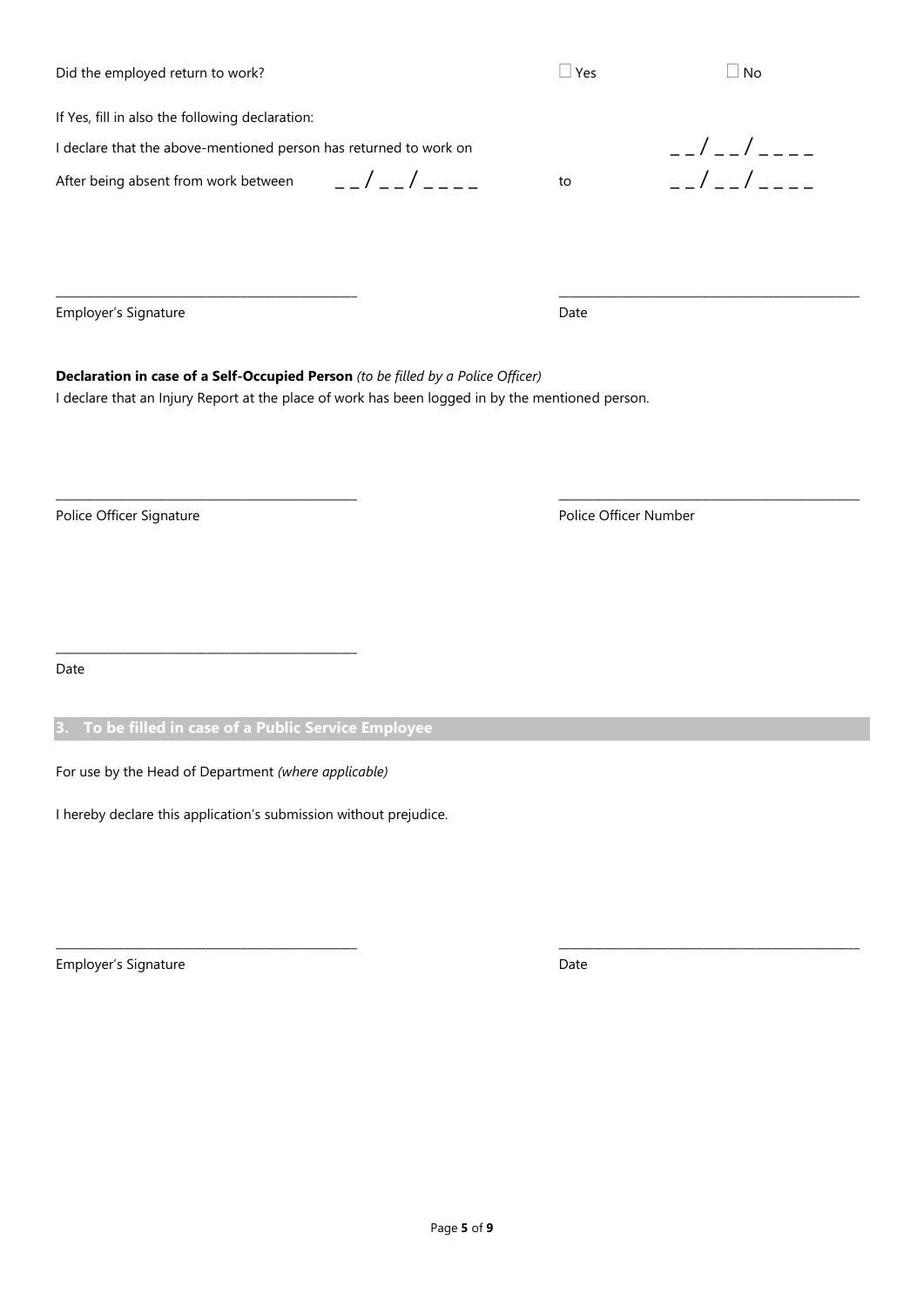Did the employed return to work? ☐ Yes ☐ No

If Yes, fill in also the following declaration:

I declare that the above-mentioned person has returned to work on _ _ / _ _ / _ _ _ _

After being absent from work between _ _ / _ _ / _ _ _ _ to _ _ / _ _ / _ _ _ _

\_\_\_\_\_\_\_\_\_\_\_\_\_\_\_\_\_\_\_\_\_\_\_\_\_\_\_\_\_\_\_\_ \_\_\_\_\_\_\_\_\_\_\_\_\_\_\_\_\_\_\_\_\_\_\_\_\_\_\_\_\_\_\_\_

Employer's Signature Date

**Declaration in case of a Self-Occupied Person** *(to be filled by a Police Officer)*

I declare that an Injury Report at the place of work has been logged in by the mentioned person.

\_\_\_\_\_\_\_\_\_\_\_\_\_\_\_\_\_\_\_\_\_\_\_\_\_\_\_\_\_\_\_\_ \_\_\_\_\_\_\_\_\_\_\_\_\_\_\_\_\_\_\_\_\_\_\_\_\_\_\_\_\_\_\_\_

Police Officer Signature Police Officer Number

\_\_\_\_\_\_\_\_\_\_\_\_\_\_\_\_\_\_\_\_\_\_\_\_\_\_\_\_\_\_\_\_

Date

## 3. To be filled in case of a Public Service Employee

For use by the Head of Department *(where applicable)*

I hereby declare this application's submission without prejudice.

\_\_\_\_\_\_\_\_\_\_\_\_\_\_\_\_\_\_\_\_\_\_\_\_\_\_\_\_\_\_\_\_ \_\_\_\_\_\_\_\_\_\_\_\_\_\_\_\_\_\_\_\_\_\_\_\_\_\_\_\_\_\_\_\_

Employer's Signature Date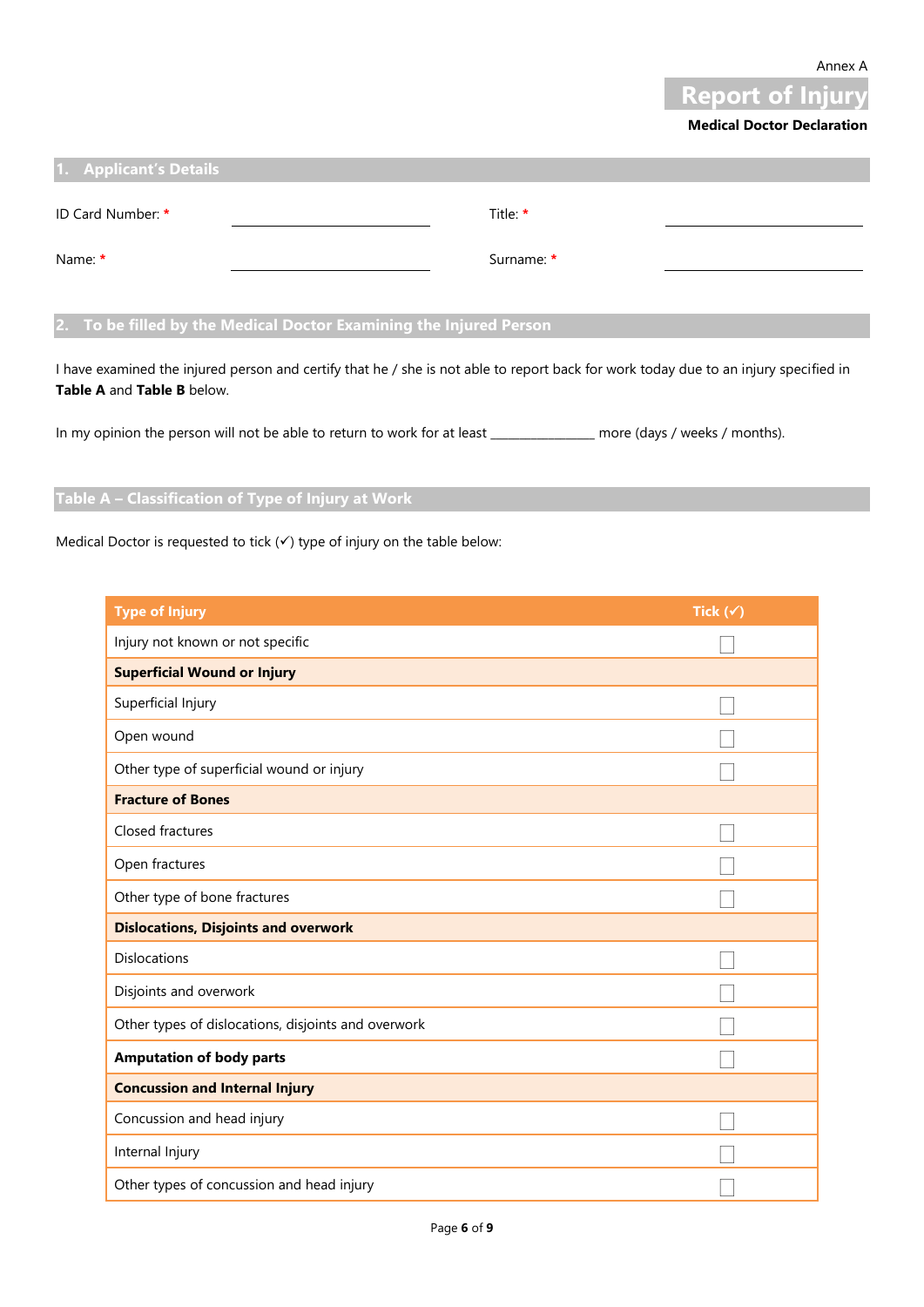Annex A

# Report of Injury

**Medical Doctor Declaration**

## 1. Applicant's Details

| | | | |
|---|---|---|---|
| ID Card Number: * | ____________________ | Title: * | ____________________ |
| Name: * | ____________________ | Surname: * | ____________________ |

## 2. To be filled by the Medical Doctor Examining the Injured Person

I have examined the injured person and certify that he / she is not able to report back for work today due to an injury specified in **Table A** and **Table B** below.

In my opinion the person will not be able to return to work for at least _______________ more (days / weeks / months).

## Table A – Classification of Type of Injury at Work

Medical Doctor is requested to tick (✓) type of injury on the table below:

| Type of Injury | Tick (✓) |
|---|---|
| Injury not known or not specific | ☐ |
| **Superficial Wound or Injury** | |
| Superficial Injury | ☐ |
| Open wound | ☐ |
| Other type of superficial wound or injury | ☐ |
| **Fracture of Bones** | |
| Closed fractures | ☐ |
| Open fractures | ☐ |
| Other type of bone fractures | ☐ |
| **Dislocations, Disjoints and overwork** | |
| Dislocations | ☐ |
| Disjoints and overwork | ☐ |
| Other types of dislocations, disjoints and overwork | ☐ |
| **Amputation of body parts** | ☐ |
| **Concussion and Internal Injury** | |
| Concussion and head injury | ☐ |
| Internal Injury | ☐ |
| Other types of concussion and head injury | ☐ |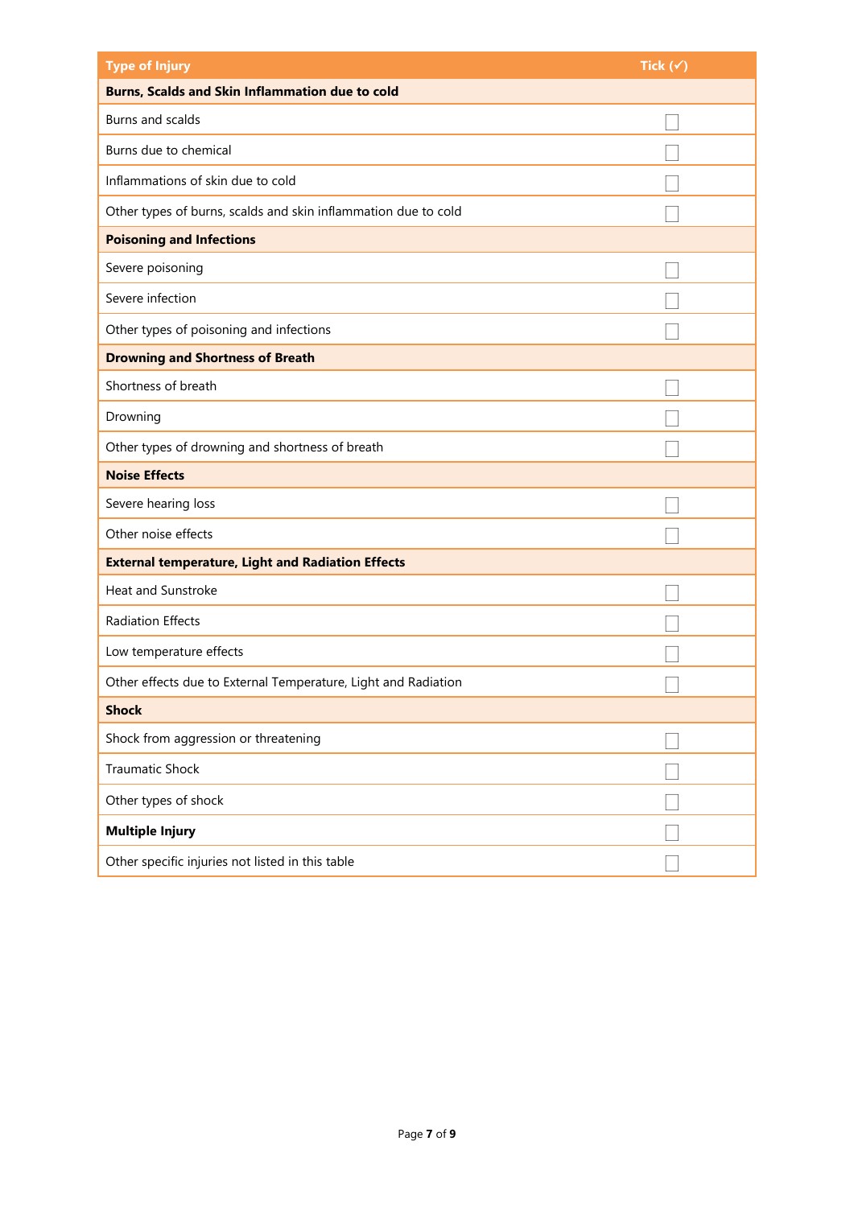| Type of Injury | Tick (✓) |
| --- | --- |
| **Burns, Scalds and Skin Inflammation due to cold** | |
| Burns and scalds | ☐ |
| Burns due to chemical | ☐ |
| Inflammations of skin due to cold | ☐ |
| Other types of burns, scalds and skin inflammation due to cold | ☐ |
| **Poisoning and Infections** | |
| Severe poisoning | ☐ |
| Severe infection | ☐ |
| Other types of poisoning and infections | ☐ |
| **Drowning and Shortness of Breath** | |
| Shortness of breath | ☐ |
| Drowning | ☐ |
| Other types of drowning and shortness of breath | ☐ |
| **Noise Effects** | |
| Severe hearing loss | ☐ |
| Other noise effects | ☐ |
| **External temperature, Light and Radiation Effects** | |
| Heat and Sunstroke | ☐ |
| Radiation Effects | ☐ |
| Low temperature effects | ☐ |
| Other effects due to External Temperature, Light and Radiation | ☐ |
| **Shock** | |
| Shock from aggression or threatening | ☐ |
| Traumatic Shock | ☐ |
| Other types of shock | ☐ |
| **Multiple Injury** | ☐ |
| Other specific injuries not listed in this table | ☐ |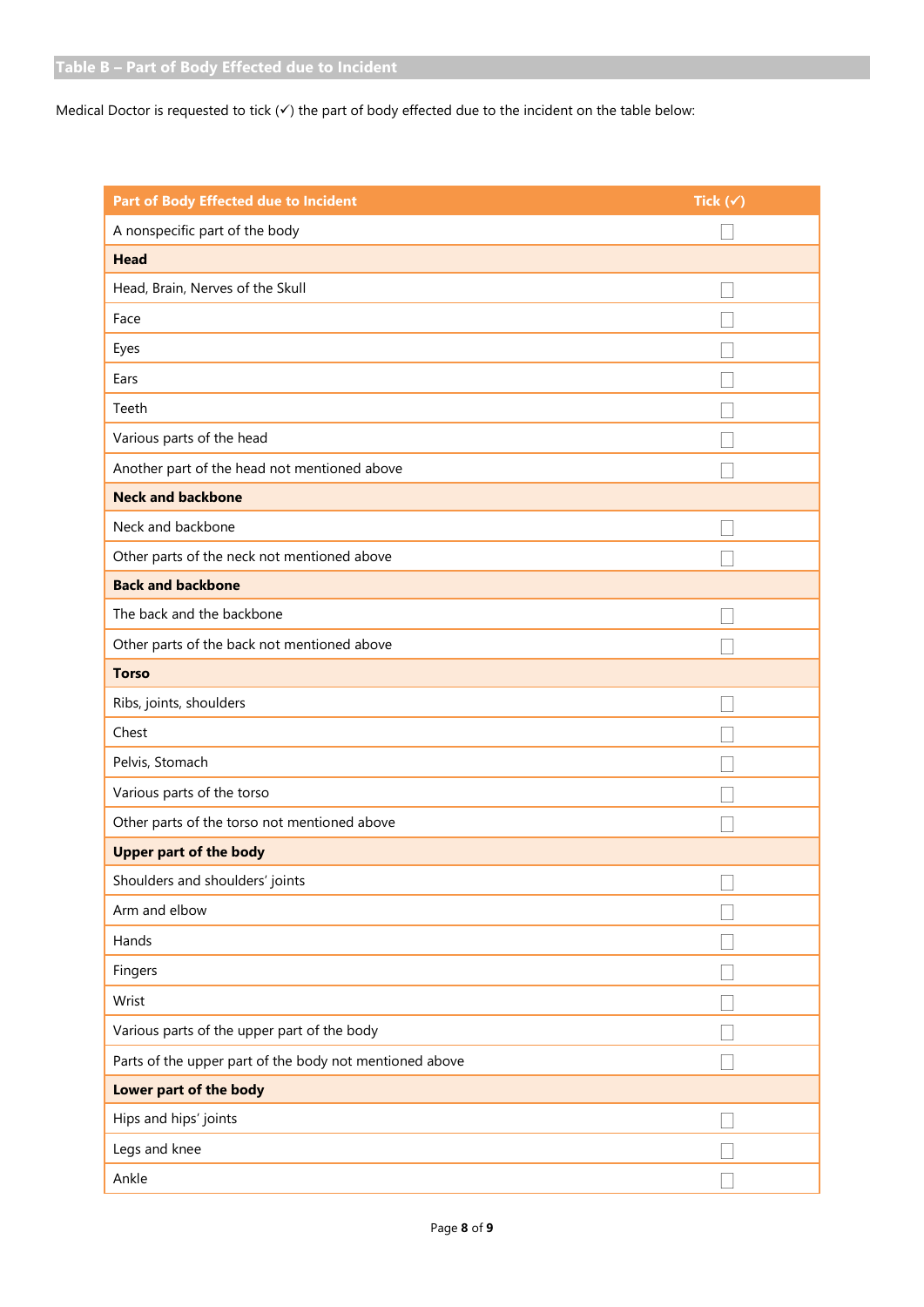## Table B – Part of Body Effected due to Incident

Medical Doctor is requested to tick (✓) the part of body effected due to the incident on the table below:

| Part of Body Effected due to Incident | Tick (✓) |
|---|---|
| A nonspecific part of the body | ☐ |
| **Head** | |
| Head, Brain, Nerves of the Skull | ☐ |
| Face | ☐ |
| Eyes | ☐ |
| Ears | ☐ |
| Teeth | ☐ |
| Various parts of the head | ☐ |
| Another part of the head not mentioned above | ☐ |
| **Neck and backbone** | |
| Neck and backbone | ☐ |
| Other parts of the neck not mentioned above | ☐ |
| **Back and backbone** | |
| The back and the backbone | ☐ |
| Other parts of the back not mentioned above | ☐ |
| **Torso** | |
| Ribs, joints, shoulders | ☐ |
| Chest | ☐ |
| Pelvis, Stomach | ☐ |
| Various parts of the torso | ☐ |
| Other parts of the torso not mentioned above | ☐ |
| **Upper part of the body** | |
| Shoulders and shoulders' joints | ☐ |
| Arm and elbow | ☐ |
| Hands | ☐ |
| Fingers | ☐ |
| Wrist | ☐ |
| Various parts of the upper part of the body | ☐ |
| Parts of the upper part of the body not mentioned above | ☐ |
| **Lower part of the body** | |
| Hips and hips' joints | ☐ |
| Legs and knee | ☐ |
| Ankle | ☐ |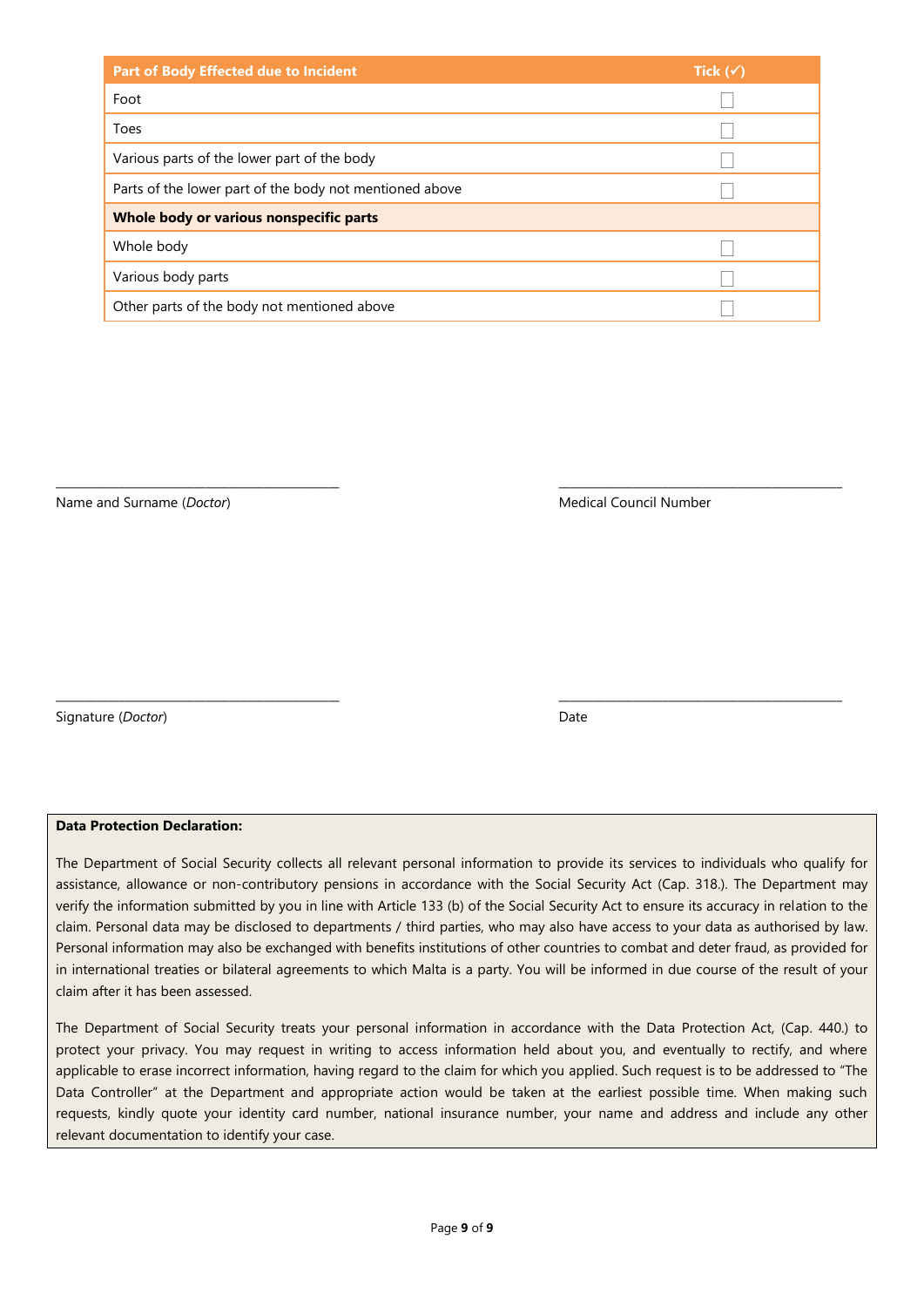| Part of Body Effected due to Incident | Tick (✓) |
|---|---|
| Foot | ☐ |
| Toes | ☐ |
| Various parts of the lower part of the body | ☐ |
| Parts of the lower part of the body not mentioned above | ☐ |
| **Whole body or various nonspecific parts** | |
| Whole body | ☐ |
| Various body parts | ☐ |
| Other parts of the body not mentioned above | ☐ |

_______________________________________ 
Name and Surname (*Doctor*)

_______________________________________ 
Medical Council Number

_______________________________________ 
Signature (*Doctor*)

_______________________________________ 
Date

**Data Protection Declaration:**

The Department of Social Security collects all relevant personal information to provide its services to individuals who qualify for assistance, allowance or non-contributory pensions in accordance with the Social Security Act (Cap. 318.). The Department may verify the information submitted by you in line with Article 133 (b) of the Social Security Act to ensure its accuracy in relation to the claim. Personal data may be disclosed to departments / third parties, who may also have access to your data as authorised by law. Personal information may also be exchanged with benefits institutions of other countries to combat and deter fraud, as provided for in international treaties or bilateral agreements to which Malta is a party. You will be informed in due course of the result of your claim after it has been assessed.

The Department of Social Security treats your personal information in accordance with the Data Protection Act, (Cap. 440.) to protect your privacy. You may request in writing to access information held about you, and eventually to rectify, and where applicable to erase incorrect information, having regard to the claim for which you applied. Such request is to be addressed to "The Data Controller" at the Department and appropriate action would be taken at the earliest possible time. When making such requests, kindly quote your identity card number, national insurance number, your name and address and include any other relevant documentation to identify your case.